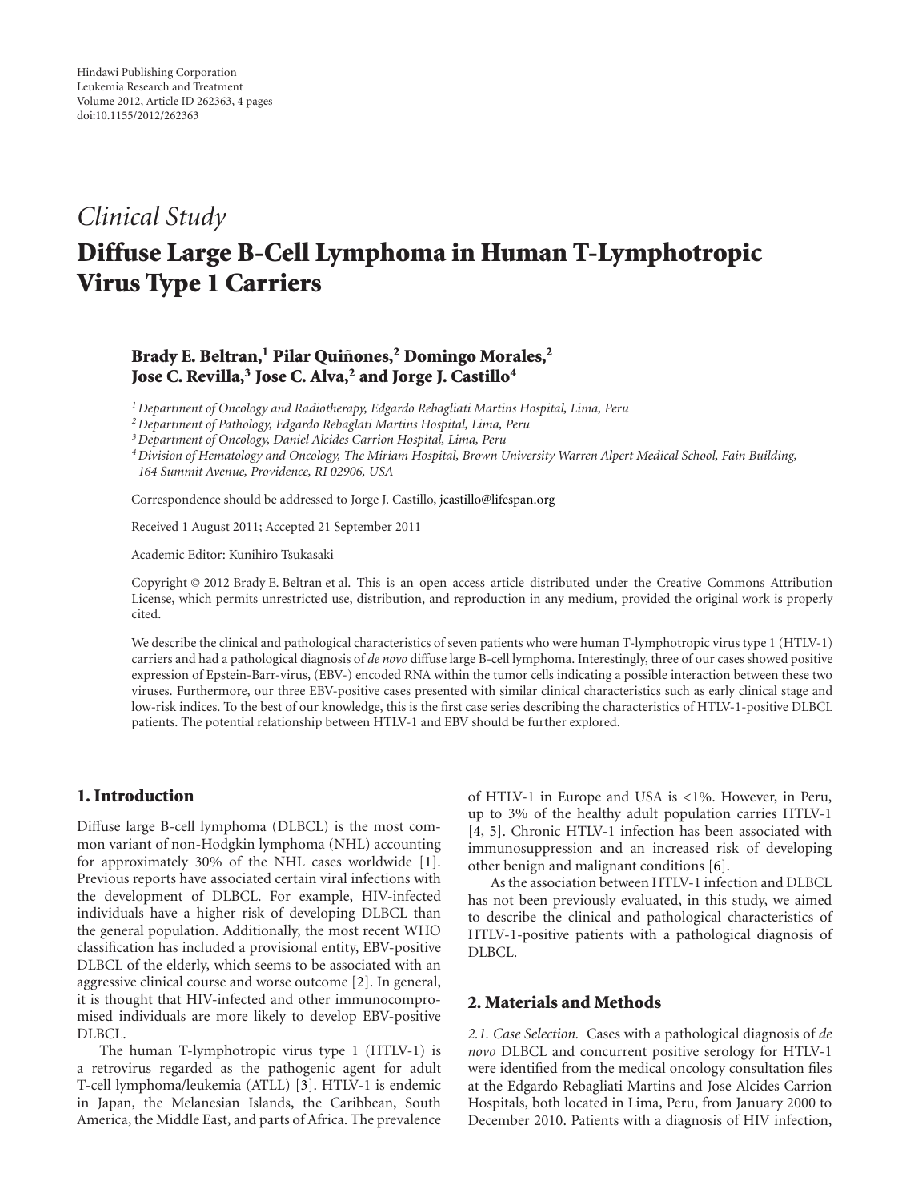Hindawi Publishing Corporation
Leukemia Research and Treatment
Volume 2012, Article ID 262363, 4 pages
doi:10.1155/2012/262363

*Clinical Study*

# Diffuse Large B-Cell Lymphoma in Human T-Lymphotropic Virus Type 1 Carriers

**Brady E. Beltran,[1] Pilar Quiñones,[2] Domingo Morales,[2] Jose C. Revilla,[3] Jose C. Alva,[2] and Jorge J. Castillo[4]**

[1] *Department of Oncology and Radiotherapy, Edgardo Rebagliati Martins Hospital, Lima, Peru*
[2] *Department of Pathology, Edgardo Rebagliati Martins Hospital, Lima, Peru*
[3] *Department of Oncology, Daniel Alcides Carrion Hospital, Lima, Peru*
[4] *Division of Hematology and Oncology, The Miriam Hospital, Brown University Warren Alpert Medical School, Fain Building, 164 Summit Avenue, Providence, RI 02906, USA*

Correspondence should be addressed to Jorge J. Castillo, jcastillo@lifespan.org

Received 1 August 2011; Accepted 21 September 2011

Academic Editor: Kunihiro Tsukasaki

Copyright © 2012 Brady E. Beltran et al. This is an open access article distributed under the Creative Commons Attribution License, which permits unrestricted use, distribution, and reproduction in any medium, provided the original work is properly cited.

We describe the clinical and pathological characteristics of seven patients who were human T-lymphotropic virus type 1 (HTLV-1) carriers and had a pathological diagnosis of *de novo* diffuse large B-cell lymphoma. Interestingly, three of our cases showed positive expression of Epstein-Barr-virus, (EBV-) encoded RNA within the tumor cells indicating a possible interaction between these two viruses. Furthermore, our three EBV-positive cases presented with similar clinical characteristics such as early clinical stage and low-risk indices. To the best of our knowledge, this is the first case series describing the characteristics of HTLV-1-positive DLBCL patients. The potential relationship between HTLV-1 and EBV should be further explored.

## 1. Introduction

Diffuse large B-cell lymphoma (DLBCL) is the most common variant of non-Hodgkin lymphoma (NHL) accounting for approximately 30% of the NHL cases worldwide [1]. Previous reports have associated certain viral infections with the development of DLBCL. For example, HIV-infected individuals have a higher risk of developing DLBCL than the general population. Additionally, the most recent WHO classification has included a provisional entity, EBV-positive DLBCL of the elderly, which seems to be associated with an aggressive clinical course and worse outcome [2]. In general, it is thought that HIV-infected and other immunocompromised individuals are more likely to develop EBV-positive DLBCL.

The human T-lymphotropic virus type 1 (HTLV-1) is a retrovirus regarded as the pathogenic agent for adult T-cell lymphoma/leukemia (ATLL) [3]. HTLV-1 is endemic in Japan, the Melanesian Islands, the Caribbean, South America, the Middle East, and parts of Africa. The prevalence of HTLV-1 in Europe and USA is <1%. However, in Peru, up to 3% of the healthy adult population carries HTLV-1 [4, 5]. Chronic HTLV-1 infection has been associated with immunosuppression and an increased risk of developing other benign and malignant conditions [6].

As the association between HTLV-1 infection and DLBCL has not been previously evaluated, in this study, we aimed to describe the clinical and pathological characteristics of HTLV-1-positive patients with a pathological diagnosis of DLBCL.

## 2. Materials and Methods

*2.1. Case Selection.* Cases with a pathological diagnosis of *de novo* DLBCL and concurrent positive serology for HTLV-1 were identified from the medical oncology consultation files at the Edgardo Rebagliati Martins and Jose Alcides Carrion Hospitals, both located in Lima, Peru, from January 2000 to December 2010. Patients with a diagnosis of HIV infection,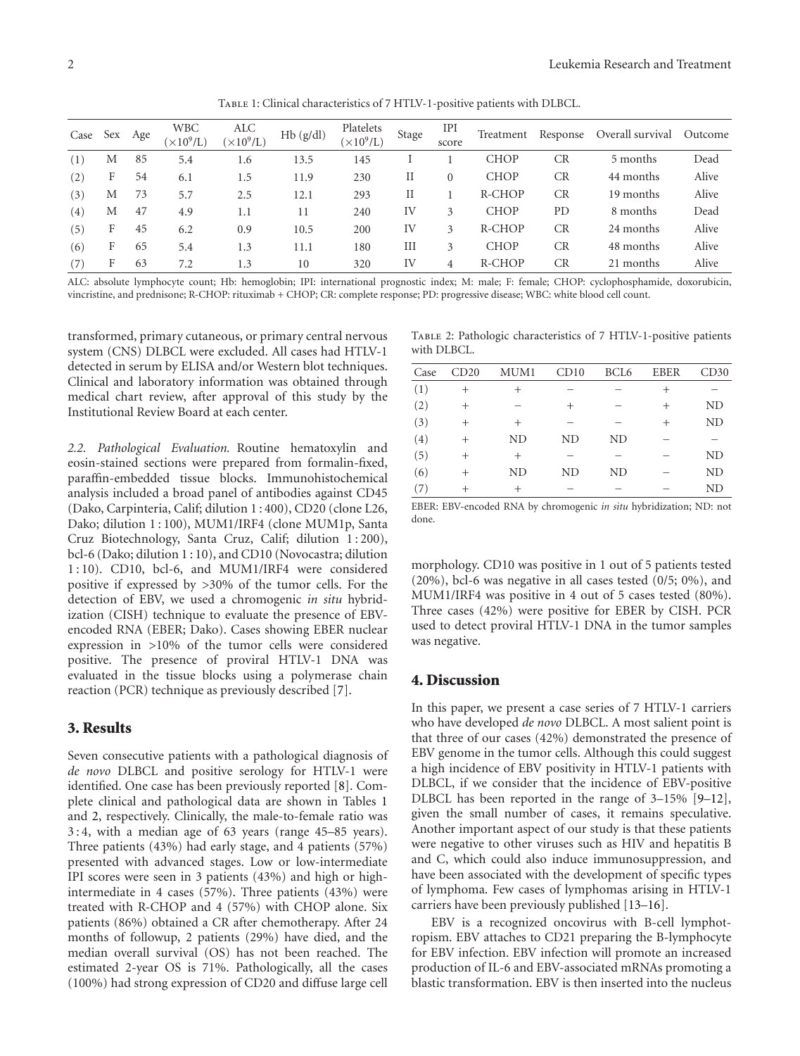Table 1: Clinical characteristics of 7 HTLV-1-positive patients with DLBCL.

| Case | Sex | Age | WBC ($\times 10^9$/L) | ALC ($\times 10^9$/L) | Hb (g/dl) | Platelets ($\times 10^9$/L) | Stage | IPI score | Treatment | Response | Overall survival | Outcome |
|---|---|---|---|---|---|---|---|---|---|---|---|---|
| (1) | M | 85 | 5.4 | 1.6 | 13.5 | 145 | I | 1 | CHOP | CR | 5 months | Dead |
| (2) | F | 54 | 6.1 | 1.5 | 11.9 | 230 | II | 0 | CHOP | CR | 44 months | Alive |
| (3) | M | 73 | 5.7 | 2.5 | 12.1 | 293 | II | 1 | R-CHOP | CR | 19 months | Alive |
| (4) | M | 47 | 4.9 | 1.1 | 11 | 240 | IV | 3 | CHOP | PD | 8 months | Dead |
| (5) | F | 45 | 6.2 | 0.9 | 10.5 | 200 | IV | 3 | R-CHOP | CR | 24 months | Alive |
| (6) | F | 65 | 5.4 | 1.3 | 11.1 | 180 | III | 3 | CHOP | CR | 48 months | Alive |
| (7) | F | 63 | 7.2 | 1.3 | 10 | 320 | IV | 4 | R-CHOP | CR | 21 months | Alive |

ALC: absolute lymphocyte count; Hb: hemoglobin; IPI: international prognostic index; M: male; F: female; CHOP: cyclophosphamide, doxorubicin, vincristine, and prednisone; R-CHOP: rituximab + CHOP; CR: complete response; PD: progressive disease; WBC: white blood cell count.

transformed, primary cutaneous, or primary central nervous system (CNS) DLBCL were excluded. All cases had HTLV-1 detected in serum by ELISA and/or Western blot techniques. Clinical and laboratory information was obtained through medical chart review, after approval of this study by the Institutional Review Board at each center.

*2.2. Pathological Evaluation.* Routine hematoxylin and eosin-stained sections were prepared from formalin-fixed, paraffin-embedded tissue blocks. Immunohistochemical analysis included a broad panel of antibodies against CD45 (Dako, Carpinteria, Calif; dilution 1 : 400), CD20 (clone L26, Dako; dilution 1 : 100), MUM1/IRF4 (clone MUM1p, Santa Cruz Biotechnology, Santa Cruz, Calif; dilution 1 : 200), bcl-6 (Dako; dilution 1 : 10), and CD10 (Novocastra; dilution 1 : 10). CD10, bcl-6, and MUM1/IRF4 were considered positive if expressed by >30% of the tumor cells. For the detection of EBV, we used a chromogenic *in situ* hybridization (CISH) technique to evaluate the presence of EBV-encoded RNA (EBER; Dako). Cases showing EBER nuclear expression in >10% of the tumor cells were considered positive. The presence of proviral HTLV-1 DNA was evaluated in the tissue blocks using a polymerase chain reaction (PCR) technique as previously described [7].

## 3. Results

Seven consecutive patients with a pathological diagnosis of *de novo* DLBCL and positive serology for HTLV-1 were identified. One case has been previously reported [8]. Complete clinical and pathological data are shown in Tables 1 and 2, respectively. Clinically, the male-to-female ratio was 3 : 4, with a median age of 63 years (range 45–85 years). Three patients (43%) had early stage, and 4 patients (57%) presented with advanced stages. Low or low-intermediate IPI scores were seen in 3 patients (43%) and high or high-intermediate in 4 cases (57%). Three patients (43%) were treated with R-CHOP and 4 (57%) with CHOP alone. Six patients (86%) obtained a CR after chemotherapy. After 24 months of followup, 2 patients (29%) have died, and the median overall survival (OS) has not been reached. The estimated 2-year OS is 71%. Pathologically, all the cases (100%) had strong expression of CD20 and diffuse large cell morphology. CD10 was positive in 1 out of 5 patients tested (20%), bcl-6 was negative in all cases tested (0/5; 0%), and MUM1/IRF4 was positive in 4 out of 5 cases tested (80%). Three cases (42%) were positive for EBER by CISH. PCR used to detect proviral HTLV-1 DNA in the tumor samples was negative.

Table 2: Pathologic characteristics of 7 HTLV-1-positive patients with DLBCL.

| Case | CD20 | MUM1 | CD10 | BCL6 | EBER | CD30 |
|---|---|---|---|---|---|---|
| (1) | + | + | − | − | + | − |
| (2) | + | − | + | − | + | ND |
| (3) | + | + | − | − | + | ND |
| (4) | + | ND | ND | ND | − | − |
| (5) | + | + | − | − | − | ND |
| (6) | + | ND | ND | ND | − | ND |
| (7) | + | + | − | − | − | ND |

EBER: EBV-encoded RNA by chromogenic *in situ* hybridization; ND: not done.

## 4. Discussion

In this paper, we present a case series of 7 HTLV-1 carriers who have developed *de novo* DLBCL. A most salient point is that three of our cases (42%) demonstrated the presence of EBV genome in the tumor cells. Although this could suggest a high incidence of EBV positivity in HTLV-1 patients with DLBCL, if we consider that the incidence of EBV-positive DLBCL has been reported in the range of 3–15% [9–12], given the small number of cases, it remains speculative. Another important aspect of our study is that these patients were negative to other viruses such as HIV and hepatitis B and C, which could also induce immunosuppression, and have been associated with the development of specific types of lymphoma. Few cases of lymphomas arising in HTLV-1 carriers have been previously published [13–16].

EBV is a recognized oncovirus with B-cell lymphotropism. EBV attaches to CD21 preparing the B-lymphocyte for EBV infection. EBV infection will promote an increased production of IL-6 and EBV-associated mRNAs promoting a blastic transformation. EBV is then inserted into the nucleus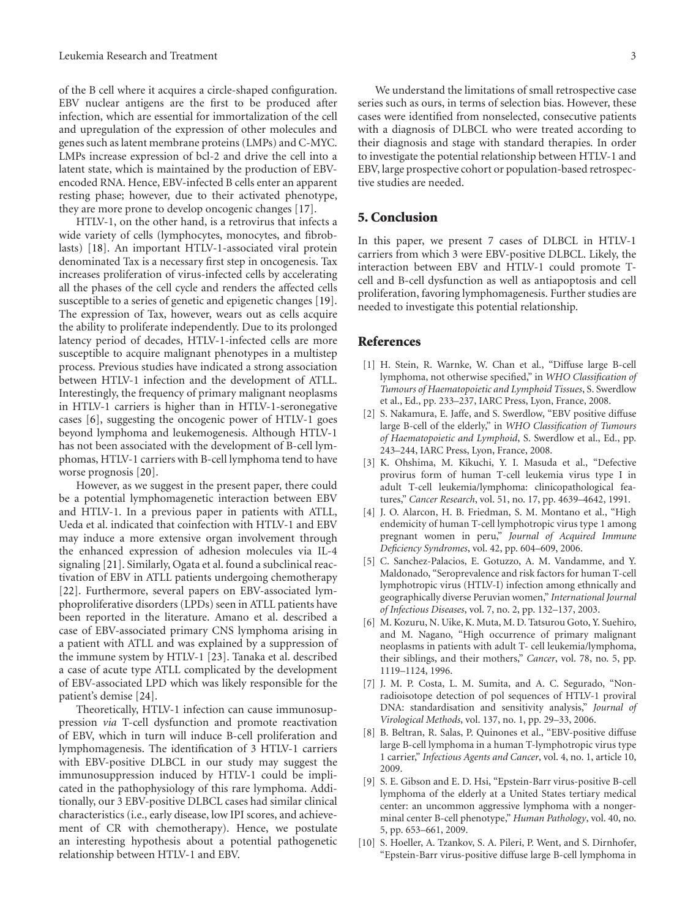of the B cell where it acquires a circle-shaped configuration. EBV nuclear antigens are the first to be produced after infection, which are essential for immortalization of the cell and upregulation of the expression of other molecules and genes such as latent membrane proteins (LMPs) and C-MYC. LMPs increase expression of bcl-2 and drive the cell into a latent state, which is maintained by the production of EBV-encoded RNA. Hence, EBV-infected B cells enter an apparent resting phase; however, due to their activated phenotype, they are more prone to develop oncogenic changes [17].

HTLV-1, on the other hand, is a retrovirus that infects a wide variety of cells (lymphocytes, monocytes, and fibroblasts) [18]. An important HTLV-1-associated viral protein denominated Tax is a necessary first step in oncogenesis. Tax increases proliferation of virus-infected cells by accelerating all the phases of the cell cycle and renders the affected cells susceptible to a series of genetic and epigenetic changes [19]. The expression of Tax, however, wears out as cells acquire the ability to proliferate independently. Due to its prolonged latency period of decades, HTLV-1-infected cells are more susceptible to acquire malignant phenotypes in a multistep process. Previous studies have indicated a strong association between HTLV-1 infection and the development of ATLL. Interestingly, the frequency of primary malignant neoplasms in HTLV-1 carriers is higher than in HTLV-1-seronegative cases [6], suggesting the oncogenic power of HTLV-1 goes beyond lymphoma and leukemogenesis. Although HTLV-1 has not been associated with the development of B-cell lymphomas, HTLV-1 carriers with B-cell lymphoma tend to have worse prognosis [20].

However, as we suggest in the present paper, there could be a potential lymphomagenetic interaction between EBV and HTLV-1. In a previous paper in patients with ATLL, Ueda et al. indicated that coinfection with HTLV-1 and EBV may induce a more extensive organ involvement through the enhanced expression of adhesion molecules via IL-4 signaling [21]. Similarly, Ogata et al. found a subclinical reactivation of EBV in ATLL patients undergoing chemotherapy [22]. Furthermore, several papers on EBV-associated lymphoproliferative disorders (LPDs) seen in ATLL patients have been reported in the literature. Amano et al. described a case of EBV-associated primary CNS lymphoma arising in a patient with ATLL and was explained by a suppression of the immune system by HTLV-1 [23]. Tanaka et al. described a case of acute type ATLL complicated by the development of EBV-associated LPD which was likely responsible for the patient's demise [24].

Theoretically, HTLV-1 infection can cause immunosuppression *via* T-cell dysfunction and promote reactivation of EBV, which in turn will induce B-cell proliferation and lymphomagenesis. The identification of 3 HTLV-1 carriers with EBV-positive DLBCL in our study may suggest the immunosuppression induced by HTLV-1 could be implicated in the pathophysiology of this rare lymphoma. Additionally, our 3 EBV-positive DLBCL cases had similar clinical characteristics (i.e., early disease, low IPI scores, and achievement of CR with chemotherapy). Hence, we postulate an interesting hypothesis about a potential pathogenetic relationship between HTLV-1 and EBV.

We understand the limitations of small retrospective case series such as ours, in terms of selection bias. However, these cases were identified from nonselected, consecutive patients with a diagnosis of DLBCL who were treated according to their diagnosis and stage with standard therapies. In order to investigate the potential relationship between HTLV-1 and EBV, large prospective cohort or population-based retrospective studies are needed.

## 5. Conclusion

In this paper, we present 7 cases of DLBCL in HTLV-1 carriers from which 3 were EBV-positive DLBCL. Likely, the interaction between EBV and HTLV-1 could promote T-cell and B-cell dysfunction as well as antiapoptosis and cell proliferation, favoring lymphomagenesis. Further studies are needed to investigate this potential relationship.

## References

[1] H. Stein, R. Warnke, W. Chan et al., "Diffuse large B-cell lymphoma, not otherwise specified," in *WHO Classification of Tumours of Haematopoietic and Lymphoid Tissues*, S. Swerdlow et al., Ed., pp. 233–237, IARC Press, Lyon, France, 2008.

[2] S. Nakamura, E. Jaffe, and S. Swerdlow, "EBV positive diffuse large B-cell of the elderly," in *WHO Classification of Tumours of Haematopoietic and Lymphoid*, S. Swerdlow et al., Ed., pp. 243–244, IARC Press, Lyon, France, 2008.

[3] K. Ohshima, M. Kikuchi, Y. I. Masuda et al., "Defective provirus form of human T-cell leukemia virus type I in adult T-cell leukemia/lymphoma: clinicopathological features," *Cancer Research*, vol. 51, no. 17, pp. 4639–4642, 1991.

[4] J. O. Alarcon, H. B. Friedman, S. M. Montano et al., "High endemicity of human T-cell lymphotropic virus type 1 among pregnant women in peru," *Journal of Acquired Immune Deficiency Syndromes*, vol. 42, pp. 604–609, 2006.

[5] C. Sanchez-Palacios, E. Gotuzzo, A. M. Vandamme, and Y. Maldonado, "Seroprevalence and risk factors for human T-cell lymphotropic virus (HTLV-I) infection among ethnically and geographically diverse Peruvian women," *International Journal of Infectious Diseases*, vol. 7, no. 2, pp. 132–137, 2003.

[6] M. Kozuru, N. Uike, K. Muta, M. D. Tatsurou Goto, Y. Suehiro, and M. Nagano, "High occurrence of primary malignant neoplasms in patients with adult T- cell leukemia/lymphoma, their siblings, and their mothers," *Cancer*, vol. 78, no. 5, pp. 1119–1124, 1996.

[7] J. M. P. Costa, L. M. Sumita, and A. C. Segurado, "Non-radioisotope detection of pol sequences of HTLV-1 proviral DNA: standardisation and sensitivity analysis," *Journal of Virological Methods*, vol. 137, no. 1, pp. 29–33, 2006.

[8] B. Beltran, R. Salas, P. Quinones et al., "EBV-positive diffuse large B-cell lymphoma in a human T-lymphotropic virus type 1 carrier," *Infectious Agents and Cancer*, vol. 4, no. 1, article 10, 2009.

[9] S. E. Gibson and E. D. Hsi, "Epstein-Barr virus-positive B-cell lymphoma of the elderly at a United States tertiary medical center: an uncommon aggressive lymphoma with a nongerminal center B-cell phenotype," *Human Pathology*, vol. 40, no. 5, pp. 653–661, 2009.

[10] S. Hoeller, A. Tzankov, S. A. Pileri, P. Went, and S. Dirnhofer, "Epstein-Barr virus-positive diffuse large B-cell lymphoma in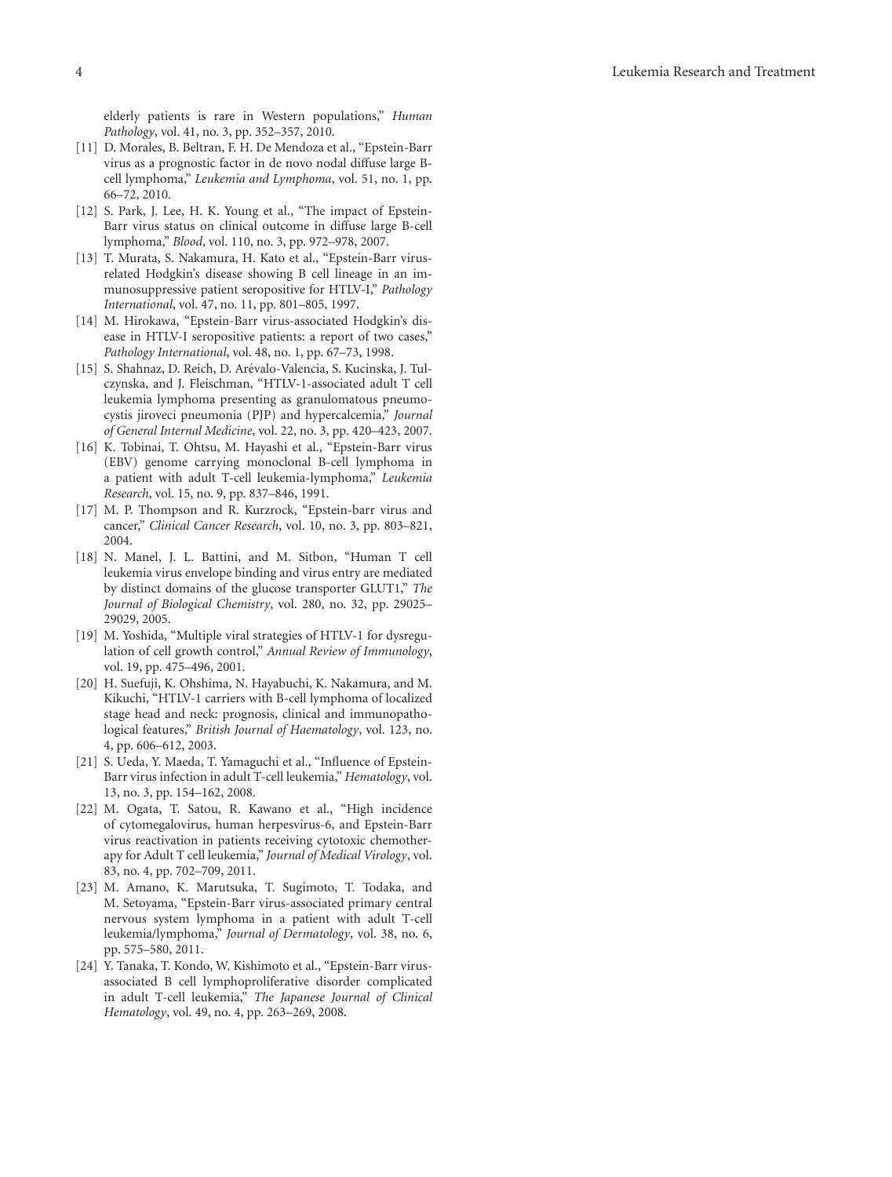elderly patients is rare in Western populations," *Human Pathology*, vol. 41, no. 3, pp. 352–357, 2010.

[11] D. Morales, B. Beltran, F. H. De Mendoza et al., "Epstein-Barr virus as a prognostic factor in de novo nodal diffuse large B-cell lymphoma," *Leukemia and Lymphoma*, vol. 51, no. 1, pp. 66–72, 2010.

[12] S. Park, J. Lee, H. K. Young et al., "The impact of Epstein-Barr virus status on clinical outcome in diffuse large B-cell lymphoma," *Blood*, vol. 110, no. 3, pp. 972–978, 2007.

[13] T. Murata, S. Nakamura, H. Kato et al., "Epstein-Barr virus-related Hodgkin's disease showing B cell lineage in an immunosuppressive patient seropositive for HTLV-I," *Pathology International*, vol. 47, no. 11, pp. 801–805, 1997.

[14] M. Hirokawa, "Epstein-Barr virus-associated Hodgkin's disease in HTLV-I seropositive patients: a report of two cases," *Pathology International*, vol. 48, no. 1, pp. 67–73, 1998.

[15] S. Shahnaz, D. Reich, D. Arévalo-Valencia, S. Kucinska, J. Tulczynska, and J. Fleischman, "HTLV-1-associated adult T cell leukemia lymphoma presenting as granulomatous pneumocystis jiroveci pneumonia (PJP) and hypercalcemia," *Journal of General Internal Medicine*, vol. 22, no. 3, pp. 420–423, 2007.

[16] K. Tobinai, T. Ohtsu, M. Hayashi et al., "Epstein-Barr virus (EBV) genome carrying monoclonal B-cell lymphoma in a patient with adult T-cell leukemia-lymphoma," *Leukemia Research*, vol. 15, no. 9, pp. 837–846, 1991.

[17] M. P. Thompson and R. Kurzrock, "Epstein-barr virus and cancer," *Clinical Cancer Research*, vol. 10, no. 3, pp. 803–821, 2004.

[18] N. Manel, J. L. Battini, and M. Sitbon, "Human T cell leukemia virus envelope binding and virus entry are mediated by distinct domains of the glucose transporter GLUT1," *The Journal of Biological Chemistry*, vol. 280, no. 32, pp. 29025–29029, 2005.

[19] M. Yoshida, "Multiple viral strategies of HTLV-1 for dysregulation of cell growth control," *Annual Review of Immunology*, vol. 19, pp. 475–496, 2001.

[20] H. Suefuji, K. Ohshima, N. Hayabuchi, K. Nakamura, and M. Kikuchi, "HTLV-1 carriers with B-cell lymphoma of localized stage head and neck: prognosis, clinical and immunopathological features," *British Journal of Haematology*, vol. 123, no. 4, pp. 606–612, 2003.

[21] S. Ueda, Y. Maeda, T. Yamaguchi et al., "Influence of Epstein-Barr virus infection in adult T-cell leukemia," *Hematology*, vol. 13, no. 3, pp. 154–162, 2008.

[22] M. Ogata, T. Satou, R. Kawano et al., "High incidence of cytomegalovirus, human herpesvirus-6, and Epstein-Barr virus reactivation in patients receiving cytotoxic chemotherapy for Adult T cell leukemia," *Journal of Medical Virology*, vol. 83, no. 4, pp. 702–709, 2011.

[23] M. Amano, K. Marutsuka, T. Sugimoto, T. Todaka, and M. Setoyama, "Epstein-Barr virus-associated primary central nervous system lymphoma in a patient with adult T-cell leukemia/lymphoma," *Journal of Dermatology*, vol. 38, no. 6, pp. 575–580, 2011.

[24] Y. Tanaka, T. Kondo, W. Kishimoto et al., "Epstein-Barr virus-associated B cell lymphoproliferative disorder complicated in adult T-cell leukemia," *The Japanese Journal of Clinical Hematology*, vol. 49, no. 4, pp. 263–269, 2008.